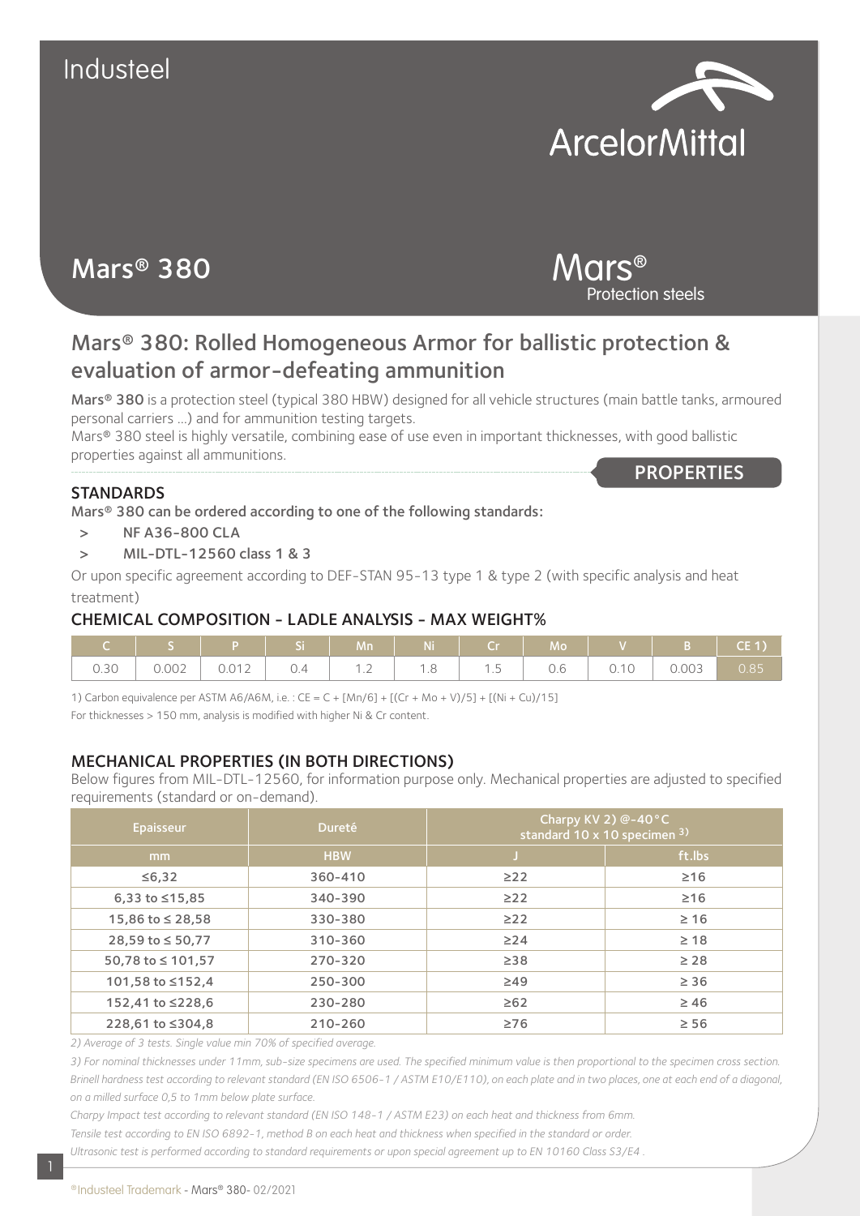Industeel

ArcelorMittal

# Mars® 380

Mars®
Protection steels

## Mars® 380: Rolled Homogeneous Armor for ballistic protection & evaluation of armor-defeating ammunition

**Mars® 380** is a protection steel (typical 380 HBW) designed for all vehicle structures (main battle tanks, armoured personal carriers ...) and for ammunition testing targets.
Mars® 380 steel is highly versatile, combining ease of use even in important thicknesses, with good ballistic properties against all ammunitions.

**PROPERTIES**

### STANDARDS

Mars® 380 can be ordered according to one of the following standards:

- NF A36-800 CLA
- MIL-DTL-12560 class 1 & 3

Or upon specific agreement according to DEF-STAN 95-13 type 1 & type 2 (with specific analysis and heat treatment)

### CHEMICAL COMPOSITION - LADLE ANALYSIS - MAX WEIGHT%

| C | S | P | Si | Mn | Ni | Cr | Mo | V | B | CE 1) |
|---|---|---|---|---|---|---|---|---|---|---|
| 0.30 | 0.002 | 0.012 | 0.4 | 1.2 | 1.8 | 1.5 | 0.6 | 0.10 | 0.003 | 0.85 |

1) Carbon equivalence per ASTM A6/A6M, i.e. : $CE = C + [Mn/6] + [(Cr + Mo + V)/5] + [(Ni + Cu)/15]$
For thicknesses > 150 mm, analysis is modified with higher Ni & Cr content.

### MECHANICAL PROPERTIES (IN BOTH DIRECTIONS)

Below figures from MIL-DTL-12560, for information purpose only. Mechanical properties are adjusted to specified requirements (standard or on-demand).

| Epaisseur | Dureté | Charpy KV 2) @-40°C standard 10 x 10 specimen 3) | |
|---|---|---|---|
| mm | HBW | J | ft.lbs |
| ≤6,32 | 360-410 | ≥22 | ≥16 |
| 6,33 to ≤15,85 | 340-390 | ≥22 | ≥16 |
| 15,86 to ≤ 28,58 | 330-380 | ≥22 | ≥ 16 |
| 28,59 to ≤ 50,77 | 310-360 | ≥24 | ≥ 18 |
| 50,78 to ≤ 101,57 | 270-320 | ≥38 | ≥ 28 |
| 101,58 to ≤152,4 | 250-300 | ≥49 | ≥ 36 |
| 152,41 to ≤228,6 | 230-280 | ≥62 | ≥ 46 |
| 228,61 to ≤304,8 | 210-260 | ≥76 | ≥ 56 |

*2) Average of 3 tests. Single value min 70% of specified average.*

*3) For nominal thicknesses under 11mm, sub-size specimens are used. The specified minimum value is then proportional to the specimen cross section.*

*Brinell hardness test according to relevant standard (EN ISO 6506-1 / ASTM E10/E110), on each plate and in two places, one at each end of a diagonal, on a milled surface 0,5 to 1mm below plate surface.*

*Charpy Impact test according to relevant standard (EN ISO 148-1 / ASTM E23) on each heat and thickness from 6mm.*

*Tensile test according to EN ISO 6892-1, method B on each heat and thickness when specified in the standard or order.*

*Ultrasonic test is performed according to standard requirements or upon special agreement up to EN 10160 Class S3/E4 .*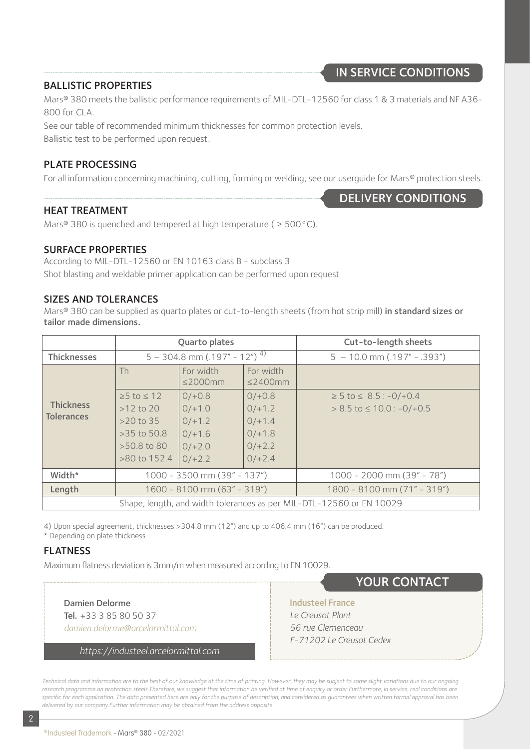## IN SERVICE CONDITIONS

### BALLISTIC PROPERTIES

Mars® 380 meets the ballistic performance requirements of MIL-DTL-12560 for class 1 & 3 materials and NF A36-800 for CLA.

See our table of recommended minimum thicknesses for common protection levels.

Ballistic test to be performed upon request.

### PLATE PROCESSING

For all information concerning machining, cutting, forming or welding, see our userguide for Mars® protection steels.

## DELIVERY CONDITIONS

### HEAT TREATMENT

Mars® 380 is quenched and tempered at high temperature ( ≥ 500°C).

### SURFACE PROPERTIES

According to MIL-DTL-12560 or EN 10163 class B - subclass 3

Shot blasting and weldable primer application can be performed upon request

### SIZES AND TOLERANCES

Mars® 380 can be supplied as quarto plates or cut-to-length sheets (from hot strip mill) **in standard sizes or tailor made dimensions.**

| | Quarto plates | | | Cut-to-length sheets |
|---|---|---|---|---|
| **Thicknesses** | 5 – 304.8 mm (.197" - 12") [4] | | | 5 – 10.0 mm (.197" - .393") |
| **Thickness Tolerances** | Th | For width ≤2000mm | For width ≤2400mm | |
| | ≥5 to ≤ 12 | 0/+0.8 | 0/+0.8 | ≥ 5 to ≤ 8.5 : -0/+0.4 |
| | >12 to 20 | 0/+1.0 | 0/+1.2 | > 8.5 to ≤ 10.0 : -0/+0.5 |
| | >20 to 35 | 0/+1.2 | 0/+1.4 | |
| | >35 to 50.8 | 0/+1.6 | 0/+1.8 | |
| | >50.8 to 80 | 0/+2.0 | 0/+2.2 | |
| | >80 to 152.4 | 0/+2.2 | 0/+2.4 | |
| **Width*** | 1000 - 3500 mm (39" - 137") | | | 1000 - 2000 mm (39" - 78") |
| **Length** | 1600 - 8100 mm (63" - 319") | | | 1800 - 8100 mm (71" - 319") |
| Shape, length, and width tolerances as per MIL-DTL-12560 or EN 10029 | | | | |

4) Upon special agreement, thicknesses >304.8 mm (12") and up to 406.4 mm (16") can be produced.

\* Depending on plate thickness

### FLATNESS

Maximum flatness deviation is 3mm/m when measured according to EN 10029.

## YOUR CONTACT

**Damien Delorme**
**Tel.** +33 3 85 80 50 37
*damien.delorme@arcelormittal.com*

*https://industeel.arcelormittal.com*

**Industeel France**
*Le Creusot Plant*
*56 rue Clemenceau*
*F-71202 Le Creusot Cedex*

*Technical data and information are to the best of our knowledge at the time of printing. However, they may be subject to some slight variations due to our ongoing research programme on protection steels.Therefore, we suggest that information be verified at time of enquiry or order.Furthermore, in service, real conditions are specific for each application. The data presented here are only for the purpose of description, and considered as guarantees when written formal approval has been delivered by our company.Further information may be obtained from the address opposite.*

®Industeel Trademark - Mars® 380 - 02/2021